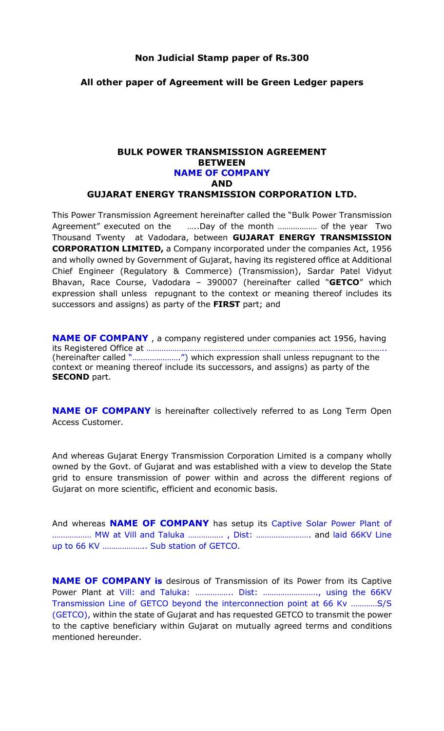**Non Judicial Stamp paper of Rs.300**

**All other paper of Agreement will be Green Ledger papers**

# BULK POWER TRANSMISSION AGREEMENT
# BETWEEN
# NAME OF COMPANY
# AND
# GUJARAT ENERGY TRANSMISSION CORPORATION LTD.

This Power Transmission Agreement hereinafter called the "Bulk Power Transmission Agreement" executed on the …..Day of the month ……………… of the year Two Thousand Twenty at Vadodara, between **GUJARAT ENERGY TRANSMISSION CORPORATION LIMITED,** a Company incorporated under the companies Act, 1956 and wholly owned by Government of Gujarat, having its registered office at Additional Chief Engineer (Regulatory & Commerce) (Transmission), Sardar Patel Vidyut Bhavan, Race Course, Vadodara – 390007 (hereinafter called "**GETCO**" which expression shall unless repugnant to the context or meaning thereof includes its successors and assigns) as party of the **FIRST** part; and

**NAME OF COMPANY** , a company registered under companies act 1956, having its Registered Office at ……………………………………………………………………………………………….. (hereinafter called "………………….") which expression shall unless repugnant to the context or meaning thereof include its successors, and assigns) as party of the **SECOND** part.

**NAME OF COMPANY** is hereinafter collectively referred to as Long Term Open Access Customer.

And whereas Gujarat Energy Transmission Corporation Limited is a company wholly owned by the Govt. of Gujarat and was established with a view to develop the State grid to ensure transmission of power within and across the different regions of Gujarat on more scientific, efficient and economic basis.

And whereas **NAME OF COMPANY** has setup its Captive Solar Power Plant of ……………… MW at Vill and Taluka ……………. , Dist: ……………………. and laid 66KV Line up to 66 KV ……………….. Sub station of GETCO.

**NAME OF COMPANY is** desirous of Transmission of its Power from its Captive Power Plant at Vill: and Taluka: …………….. Dist: ……………………., using the 66KV Transmission Line of GETCO beyond the interconnection point at 66 Kv …………S/S (GETCO), within the state of Gujarat and has requested GETCO to transmit the power to the captive beneficiary within Gujarat on mutually agreed terms and conditions mentioned hereunder.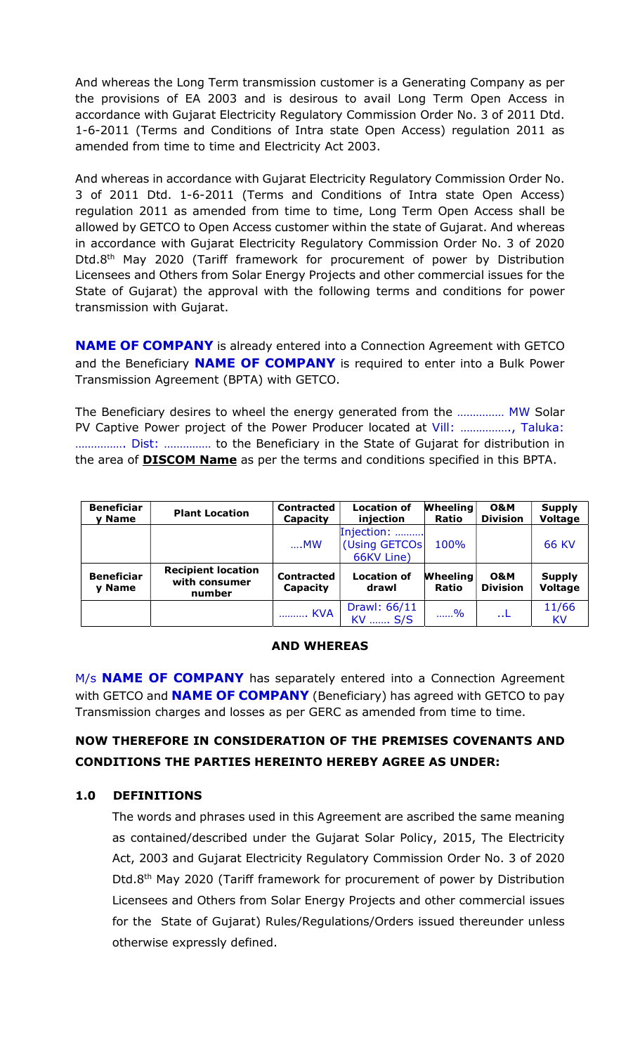And whereas the Long Term transmission customer is a Generating Company as per the provisions of EA 2003 and is desirous to avail Long Term Open Access in accordance with Gujarat Electricity Regulatory Commission Order No. 3 of 2011 Dtd. 1-6-2011 (Terms and Conditions of Intra state Open Access) regulation 2011 as amended from time to time and Electricity Act 2003.

And whereas in accordance with Gujarat Electricity Regulatory Commission Order No. 3 of 2011 Dtd. 1-6-2011 (Terms and Conditions of Intra state Open Access) regulation 2011 as amended from time to time, Long Term Open Access shall be allowed by GETCO to Open Access customer within the state of Gujarat. And whereas in accordance with Gujarat Electricity Regulatory Commission Order No. 3 of 2020 Dtd.8th May 2020 (Tariff framework for procurement of power by Distribution Licensees and Others from Solar Energy Projects and other commercial issues for the State of Gujarat) the approval with the following terms and conditions for power transmission with Gujarat.

**NAME OF COMPANY** is already entered into a Connection Agreement with GETCO and the Beneficiary **NAME OF COMPANY** is required to enter into a Bulk Power Transmission Agreement (BPTA) with GETCO.

The Beneficiary desires to wheel the energy generated from the …………… MW Solar PV Captive Power project of the Power Producer located at Vill: ……………., Taluka: ……………. Dist: …………… to the Beneficiary in the State of Gujarat for distribution in the area of **DISCOM Name** as per the terms and conditions specified in this BPTA.

| Beneficiary Name | Plant Location | Contracted Capacity | Location of injection | Wheeling Ratio | O&M Division | Supply Voltage |
|---|---|---|---|---|---|---|
| | | ….MW | Injection: ……… (Using GETCOs 66KV Line) | 100% | | 66 KV |
| **Beneficiary Name** | **Recipient location with consumer number** | **Contracted Capacity** | **Location of drawl** | **Wheeling Ratio** | **O&M Division** | **Supply Voltage** |
| | | ……… KVA | Drawl: 66/11 KV ……. S/S | ……% | ..L | 11/66 KV |

**AND WHEREAS**

M/s **NAME OF COMPANY** has separately entered into a Connection Agreement with GETCO and **NAME OF COMPANY** (Beneficiary) has agreed with GETCO to pay Transmission charges and losses as per GERC as amended from time to time.

**NOW THEREFORE IN CONSIDERATION OF THE PREMISES COVENANTS AND CONDITIONS THE PARTIES HEREINTO HEREBY AGREE AS UNDER:**

## 1.0 DEFINITIONS

The words and phrases used in this Agreement are ascribed the same meaning as contained/described under the Gujarat Solar Policy, 2015, The Electricity Act, 2003 and Gujarat Electricity Regulatory Commission Order No. 3 of 2020 Dtd.8th May 2020 (Tariff framework for procurement of power by Distribution Licensees and Others from Solar Energy Projects and other commercial issues for the State of Gujarat) Rules/Regulations/Orders issued thereunder unless otherwise expressly defined.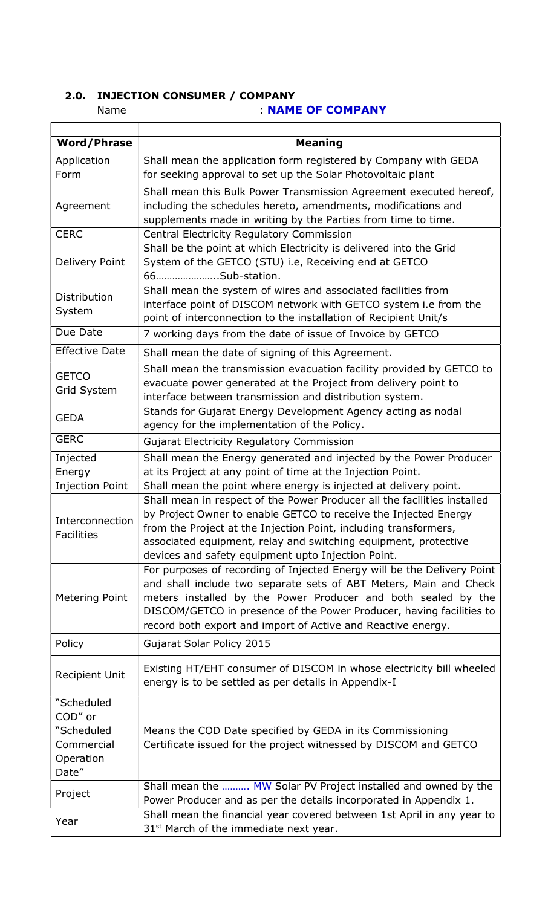## 2.0. INJECTION CONSUMER / COMPANY

Name : **NAME OF COMPANY**

| Word/Phrase | Meaning |
|---|---|
| Application Form | Shall mean the application form registered by Company with GEDA for seeking approval to set up the Solar Photovoltaic plant |
| Agreement | Shall mean this Bulk Power Transmission Agreement executed hereof, including the schedules hereto, amendments, modifications and supplements made in writing by the Parties from time to time. |
| CERC | Central Electricity Regulatory Commission |
| Delivery Point | Shall be the point at which Electricity is delivered into the Grid System of the GETCO (STU) i.e, Receiving end at GETCO 66…………………..Sub-station. |
| Distribution System | Shall mean the system of wires and associated facilities from interface point of DISCOM network with GETCO system i.e from the point of interconnection to the installation of Recipient Unit/s |
| Due Date | 7 working days from the date of issue of Invoice by GETCO |
| Effective Date | Shall mean the date of signing of this Agreement. |
| GETCO Grid System | Shall mean the transmission evacuation facility provided by GETCO to evacuate power generated at the Project from delivery point to interface between transmission and distribution system. |
| GEDA | Stands for Gujarat Energy Development Agency acting as nodal agency for the implementation of the Policy. |
| GERC | Gujarat Electricity Regulatory Commission |
| Injected Energy | Shall mean the Energy generated and injected by the Power Producer at its Project at any point of time at the Injection Point. |
| Injection Point | Shall mean the point where energy is injected at delivery point. |
| Interconnection Facilities | Shall mean in respect of the Power Producer all the facilities installed by Project Owner to enable GETCO to receive the Injected Energy from the Project at the Injection Point, including transformers, associated equipment, relay and switching equipment, protective devices and safety equipment upto Injection Point. |
| Metering Point | For purposes of recording of Injected Energy will be the Delivery Point and shall include two separate sets of ABT Meters, Main and Check meters installed by the Power Producer and both sealed by the DISCOM/GETCO in presence of the Power Producer, having facilities to record both export and import of Active and Reactive energy. |
| Policy | Gujarat Solar Policy 2015 |
| Recipient Unit | Existing HT/EHT consumer of DISCOM in whose electricity bill wheeled energy is to be settled as per details in Appendix-I |
| "Scheduled COD" or "Scheduled Commercial Operation Date" | Means the COD Date specified by GEDA in its Commissioning Certificate issued for the project witnessed by DISCOM and GETCO |
| Project | Shall mean the ………. MW Solar PV Project installed and owned by the Power Producer and as per the details incorporated in Appendix 1. |
| Year | Shall mean the financial year covered between 1st April in any year to 31st March of the immediate next year. |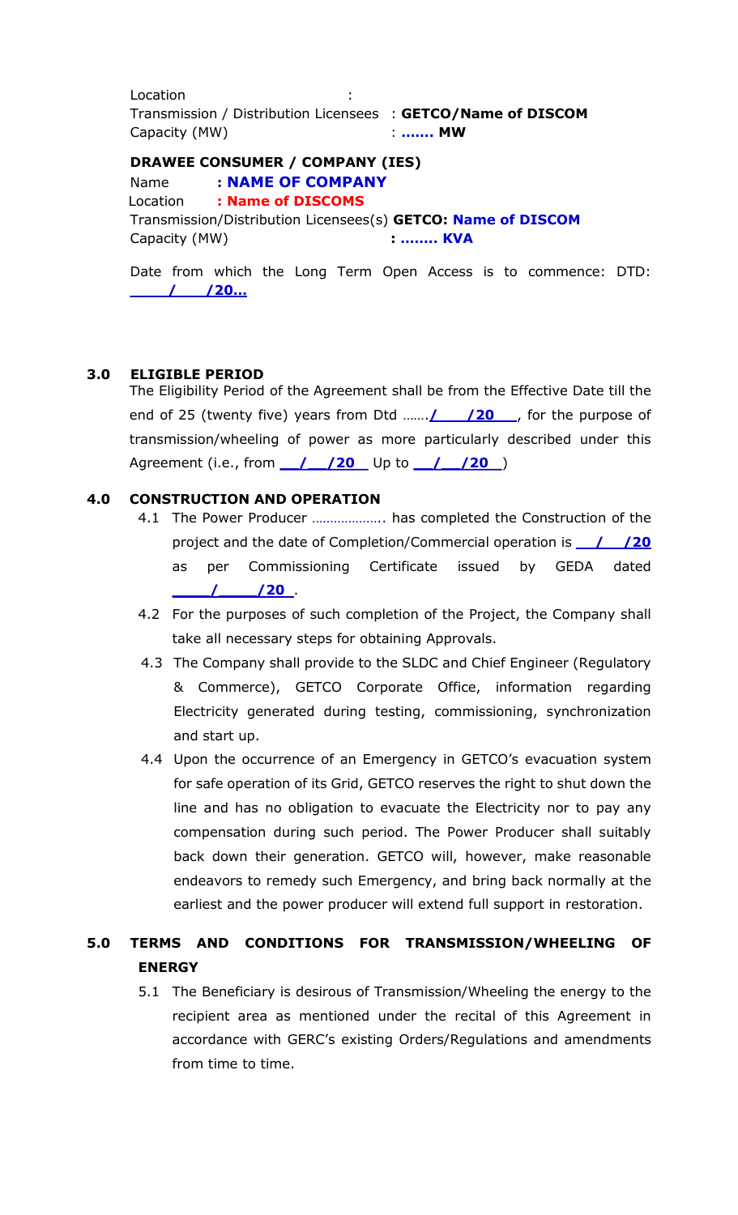Location :
Transmission / Distribution Licensees : **GETCO/Name of DISCOM**
Capacity (MW) : **....... MW**

**DRAWEE CONSUMER / COMPANY (IES)**

Name **: NAME OF COMPANY**
Location **: Name of DISCOMS**
Transmission/Distribution Licensees(s) **GETCO: Name of DISCOM**
Capacity (MW) **: ........ KVA**

Date from which the Long Term Open Access is to commence: DTD: **____/____/20…**

## 3.0 ELIGIBLE PERIOD

The Eligibility Period of the Agreement shall be from the Effective Date till the end of 25 (twenty five) years from Dtd ......./____/20___, for the purpose of transmission/wheeling of power as more particularly described under this Agreement (i.e., from __/__/20__ Up to __/__/20__)

## 4.0 CONSTRUCTION AND OPERATION

4.1 The Power Producer ……………….. has completed the Construction of the project and the date of Completion/Commercial operation is __/__/20 as per Commissioning Certificate issued by GEDA dated ____/____/20__.

4.2 For the purposes of such completion of the Project, the Company shall take all necessary steps for obtaining Approvals.

4.3 The Company shall provide to the SLDC and Chief Engineer (Regulatory & Commerce), GETCO Corporate Office, information regarding Electricity generated during testing, commissioning, synchronization and start up.

4.4 Upon the occurrence of an Emergency in GETCO's evacuation system for safe operation of its Grid, GETCO reserves the right to shut down the line and has no obligation to evacuate the Electricity nor to pay any compensation during such period. The Power Producer shall suitably back down their generation. GETCO will, however, make reasonable endeavors to remedy such Emergency, and bring back normally at the earliest and the power producer will extend full support in restoration.

## 5.0 TERMS AND CONDITIONS FOR TRANSMISSION/WHEELING OF ENERGY

5.1 The Beneficiary is desirous of Transmission/Wheeling the energy to the recipient area as mentioned under the recital of this Agreement in accordance with GERC's existing Orders/Regulations and amendments from time to time.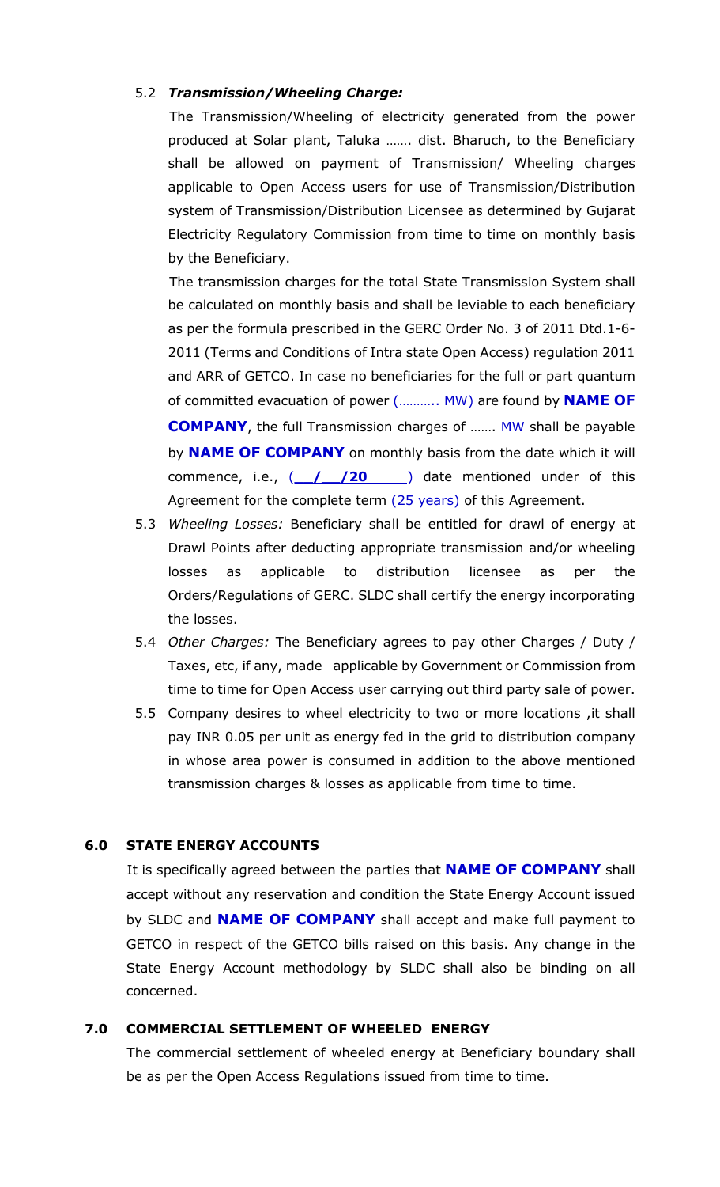5.2 ***Transmission/Wheeling Charge:***

The Transmission/Wheeling of electricity generated from the power produced at Solar plant, Taluka ……. dist. Bharuch, to the Beneficiary shall be allowed on payment of Transmission/ Wheeling charges applicable to Open Access users for use of Transmission/Distribution system of Transmission/Distribution Licensee as determined by Gujarat Electricity Regulatory Commission from time to time on monthly basis by the Beneficiary.

The transmission charges for the total State Transmission System shall be calculated on monthly basis and shall be leviable to each beneficiary as per the formula prescribed in the GERC Order No. 3 of 2011 Dtd.1-6-2011 (Terms and Conditions of Intra state Open Access) regulation 2011 and ARR of GETCO. In case no beneficiaries for the full or part quantum of committed evacuation of power (……….. MW) are found by **NAME OF COMPANY**, the full Transmission charges of ……. MW shall be payable by **NAME OF COMPANY** on monthly basis from the date which it will commence, i.e., (**__/__/20____**) date mentioned under of this Agreement for the complete term (25 years) of this Agreement.

5.3 *Wheeling Losses:* Beneficiary shall be entitled for drawl of energy at Drawl Points after deducting appropriate transmission and/or wheeling losses as applicable to distribution licensee as per the Orders/Regulations of GERC. SLDC shall certify the energy incorporating the losses.

5.4 *Other Charges:* The Beneficiary agrees to pay other Charges / Duty / Taxes, etc, if any, made applicable by Government or Commission from time to time for Open Access user carrying out third party sale of power.

5.5 Company desires to wheel electricity to two or more locations ,it shall pay INR 0.05 per unit as energy fed in the grid to distribution company in whose area power is consumed in addition to the above mentioned transmission charges & losses as applicable from time to time.

## 6.0 STATE ENERGY ACCOUNTS

It is specifically agreed between the parties that **NAME OF COMPANY** shall accept without any reservation and condition the State Energy Account issued by SLDC and **NAME OF COMPANY** shall accept and make full payment to GETCO in respect of the GETCO bills raised on this basis. Any change in the State Energy Account methodology by SLDC shall also be binding on all concerned.

## 7.0 COMMERCIAL SETTLEMENT OF WHEELED ENERGY

The commercial settlement of wheeled energy at Beneficiary boundary shall be as per the Open Access Regulations issued from time to time.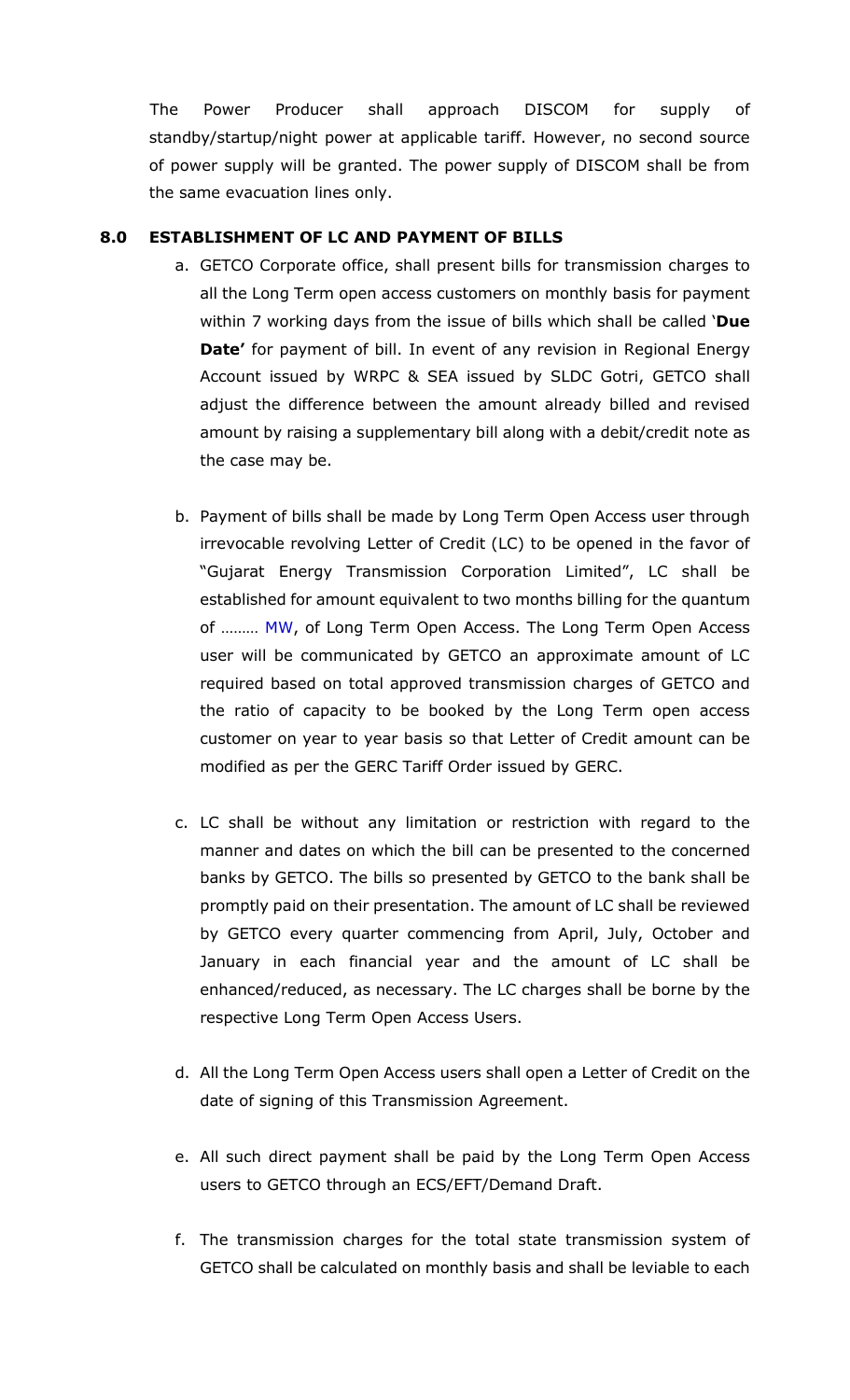The Power Producer shall approach DISCOM for supply of standby/startup/night power at applicable tariff. However, no second source of power supply will be granted. The power supply of DISCOM shall be from the same evacuation lines only.

## 8.0 ESTABLISHMENT OF LC AND PAYMENT OF BILLS

a. GETCO Corporate office, shall present bills for transmission charges to all the Long Term open access customers on monthly basis for payment within 7 working days from the issue of bills which shall be called '**Due Date'** for payment of bill. In event of any revision in Regional Energy Account issued by WRPC & SEA issued by SLDC Gotri, GETCO shall adjust the difference between the amount already billed and revised amount by raising a supplementary bill along with a debit/credit note as the case may be.

b. Payment of bills shall be made by Long Term Open Access user through irrevocable revolving Letter of Credit (LC) to be opened in the favor of "Gujarat Energy Transmission Corporation Limited", LC shall be established for amount equivalent to two months billing for the quantum of ……… MW, of Long Term Open Access. The Long Term Open Access user will be communicated by GETCO an approximate amount of LC required based on total approved transmission charges of GETCO and the ratio of capacity to be booked by the Long Term open access customer on year to year basis so that Letter of Credit amount can be modified as per the GERC Tariff Order issued by GERC.

c. LC shall be without any limitation or restriction with regard to the manner and dates on which the bill can be presented to the concerned banks by GETCO. The bills so presented by GETCO to the bank shall be promptly paid on their presentation. The amount of LC shall be reviewed by GETCO every quarter commencing from April, July, October and January in each financial year and the amount of LC shall be enhanced/reduced, as necessary. The LC charges shall be borne by the respective Long Term Open Access Users.

d. All the Long Term Open Access users shall open a Letter of Credit on the date of signing of this Transmission Agreement.

e. All such direct payment shall be paid by the Long Term Open Access users to GETCO through an ECS/EFT/Demand Draft.

f. The transmission charges for the total state transmission system of GETCO shall be calculated on monthly basis and shall be leviable to each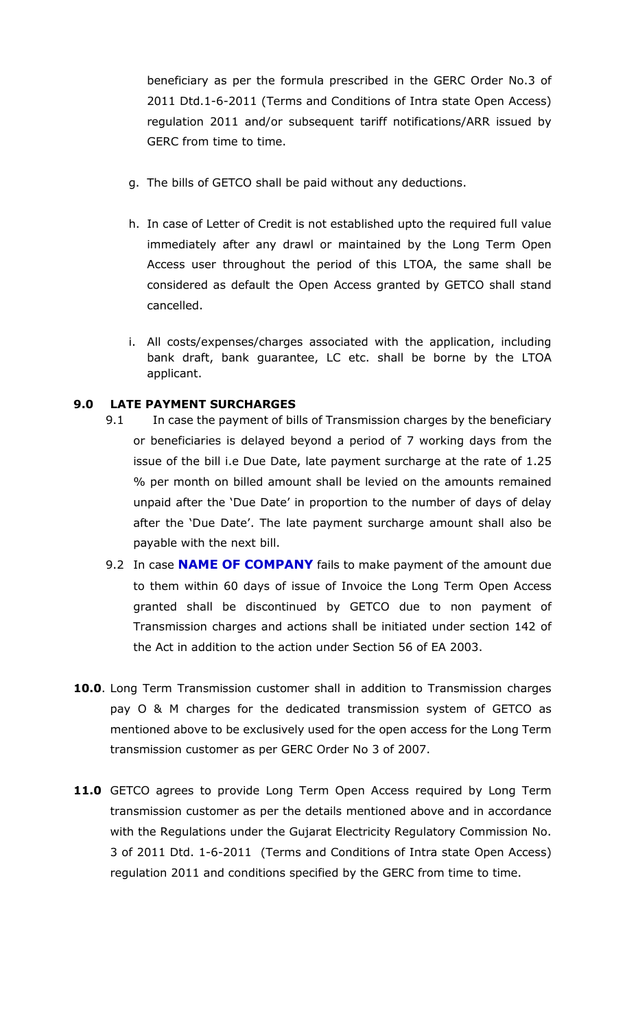beneficiary as per the formula prescribed in the GERC Order No.3 of 2011 Dtd.1-6-2011 (Terms and Conditions of Intra state Open Access) regulation 2011 and/or subsequent tariff notifications/ARR issued by GERC from time to time.

g. The bills of GETCO shall be paid without any deductions.

h. In case of Letter of Credit is not established upto the required full value immediately after any drawl or maintained by the Long Term Open Access user throughout the period of this LTOA, the same shall be considered as default the Open Access granted by GETCO shall stand cancelled.

i. All costs/expenses/charges associated with the application, including bank draft, bank guarantee, LC etc. shall be borne by the LTOA applicant.

## 9.0 LATE PAYMENT SURCHARGES

9.1 In case the payment of bills of Transmission charges by the beneficiary or beneficiaries is delayed beyond a period of 7 working days from the issue of the bill i.e Due Date, late payment surcharge at the rate of 1.25 % per month on billed amount shall be levied on the amounts remained unpaid after the 'Due Date' in proportion to the number of days of delay after the 'Due Date'. The late payment surcharge amount shall also be payable with the next bill.

9.2 In case **NAME OF COMPANY** fails to make payment of the amount due to them within 60 days of issue of Invoice the Long Term Open Access granted shall be discontinued by GETCO due to non payment of Transmission charges and actions shall be initiated under section 142 of the Act in addition to the action under Section 56 of EA 2003.

**10.0**. Long Term Transmission customer shall in addition to Transmission charges pay O & M charges for the dedicated transmission system of GETCO as mentioned above to be exclusively used for the open access for the Long Term transmission customer as per GERC Order No 3 of 2007.

**11.0** GETCO agrees to provide Long Term Open Access required by Long Term transmission customer as per the details mentioned above and in accordance with the Regulations under the Gujarat Electricity Regulatory Commission No. 3 of 2011 Dtd. 1-6-2011 (Terms and Conditions of Intra state Open Access) regulation 2011 and conditions specified by the GERC from time to time.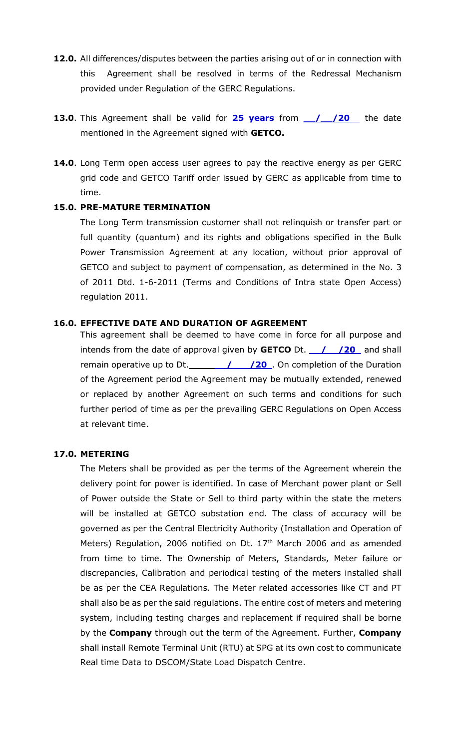**12.0.** All differences/disputes between the parties arising out of or in connection with this Agreement shall be resolved in terms of the Redressal Mechanism provided under Regulation of the GERC Regulations.

**13.0**. This Agreement shall be valid for **25 years** from **__/__/20__** the date mentioned in the Agreement signed with **GETCO.**

**14.0**. Long Term open access user agrees to pay the reactive energy as per GERC grid code and GETCO Tariff order issued by GERC as applicable from time to time.

**15.0. PRE-MATURE TERMINATION**

The Long Term transmission customer shall not relinquish or transfer part or full quantity (quantum) and its rights and obligations specified in the Bulk Power Transmission Agreement at any location, without prior approval of GETCO and subject to payment of compensation, as determined in the No. 3 of 2011 Dtd. 1-6-2011 (Terms and Conditions of Intra state Open Access) regulation 2011.

**16.0. EFFECTIVE DATE AND DURATION OF AGREEMENT**

This agreement shall be deemed to have come in force for all purpose and intends from the date of approval given by **GETCO** Dt. **__/__/20__** and shall remain operative up to Dt.**______/____/20__**. On completion of the Duration of the Agreement period the Agreement may be mutually extended, renewed or replaced by another Agreement on such terms and conditions for such further period of time as per the prevailing GERC Regulations on Open Access at relevant time.

**17.0. METERING**

The Meters shall be provided as per the terms of the Agreement wherein the delivery point for power is identified. In case of Merchant power plant or Sell of Power outside the State or Sell to third party within the state the meters will be installed at GETCO substation end. The class of accuracy will be governed as per the Central Electricity Authority (Installation and Operation of Meters) Regulation, 2006 notified on Dt. 17th March 2006 and as amended from time to time. The Ownership of Meters, Standards, Meter failure or discrepancies, Calibration and periodical testing of the meters installed shall be as per the CEA Regulations. The Meter related accessories like CT and PT shall also be as per the said regulations. The entire cost of meters and metering system, including testing charges and replacement if required shall be borne by the **Company** through out the term of the Agreement. Further, **Company** shall install Remote Terminal Unit (RTU) at SPG at its own cost to communicate Real time Data to DSCOM/State Load Dispatch Centre.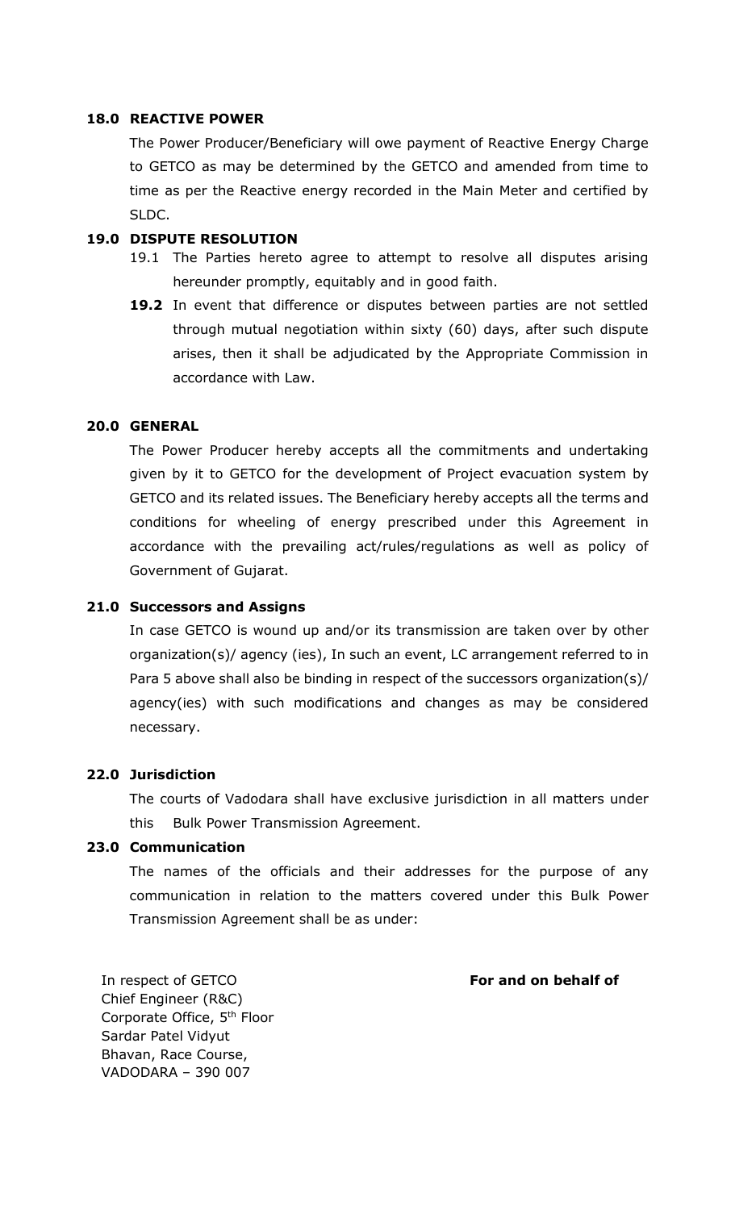**18.0 REACTIVE POWER**

The Power Producer/Beneficiary will owe payment of Reactive Energy Charge to GETCO as may be determined by the GETCO and amended from time to time as per the Reactive energy recorded in the Main Meter and certified by SLDC.

**19.0 DISPUTE RESOLUTION**

19.1 The Parties hereto agree to attempt to resolve all disputes arising hereunder promptly, equitably and in good faith.

**19.2** In event that difference or disputes between parties are not settled through mutual negotiation within sixty (60) days, after such dispute arises, then it shall be adjudicated by the Appropriate Commission in accordance with Law.

**20.0 GENERAL**

The Power Producer hereby accepts all the commitments and undertaking given by it to GETCO for the development of Project evacuation system by GETCO and its related issues. The Beneficiary hereby accepts all the terms and conditions for wheeling of energy prescribed under this Agreement in accordance with the prevailing act/rules/regulations as well as policy of Government of Gujarat.

**21.0 Successors and Assigns**

In case GETCO is wound up and/or its transmission are taken over by other organization(s)/ agency (ies), In such an event, LC arrangement referred to in Para 5 above shall also be binding in respect of the successors organization(s)/ agency(ies) with such modifications and changes as may be considered necessary.

**22.0 Jurisdiction**

The courts of Vadodara shall have exclusive jurisdiction in all matters under this Bulk Power Transmission Agreement.

**23.0 Communication**

The names of the officials and their addresses for the purpose of any communication in relation to the matters covered under this Bulk Power Transmission Agreement shall be as under:

In respect of GETCO
Chief Engineer (R&C)
Corporate Office, 5th Floor
Sardar Patel Vidyut
Bhavan, Race Course,
VADODARA – 390 007

**For and on behalf of**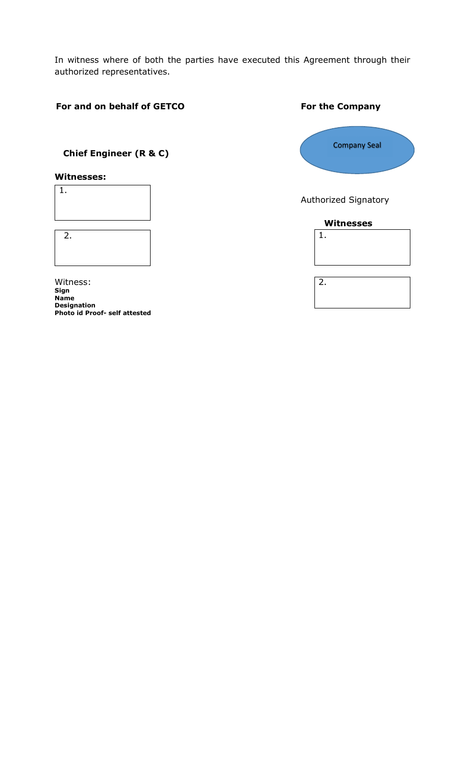In witness where of both the parties have executed this Agreement through their authorized representatives.

**For and on behalf of GETCO**

**Chief Engineer (R & C)**

**Witnesses:**

1.

2.

Witness:
**Sign**
**Name**
**Designation**
**Photo id Proof- self attested**

**For the Company**

Company Seal

Authorized Signatory

**Witnesses**

1.

2.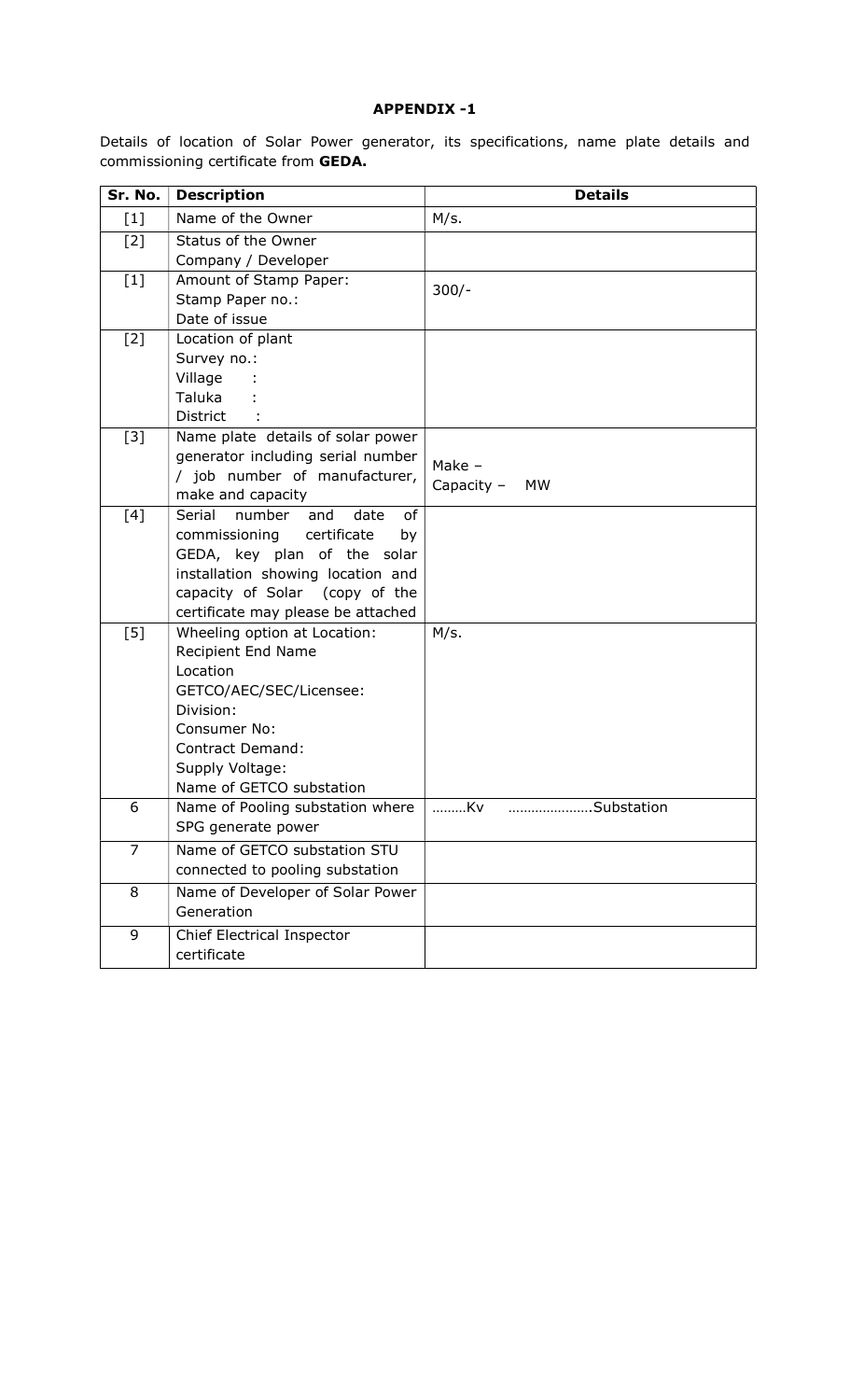**APPENDIX -1**

Details of location of Solar Power generator, its specifications, name plate details and commissioning certificate from **GEDA.**

| Sr. No. | Description | Details |
|---|---|---|
| [1] | Name of the Owner | M/s. |
| [2] | Status of the Owner<br>Company / Developer | |
| [1] | Amount of Stamp Paper:<br>Stamp Paper no.:<br>Date of issue | 300/- |
| [2] | Location of plant<br>Survey no.:<br>Village :<br>Taluka :<br>District : | |
| [3] | Name plate details of solar power generator including serial number / job number of manufacturer, make and capacity | Make –<br>Capacity – MW |
| [4] | Serial number and date of commissioning certificate by GEDA, key plan of the solar installation showing location and capacity of Solar (copy of the certificate may please be attached | |
| [5] | Wheeling option at Location:<br>Recipient End Name<br>Location<br>GETCO/AEC/SEC/Licensee:<br>Division:<br>Consumer No:<br>Contract Demand:<br>Supply Voltage:<br>Name of GETCO substation | M/s. |
| 6 | Name of Pooling substation where SPG generate power | ………Kv ………………….Substation |
| 7 | Name of GETCO substation STU connected to pooling substation | |
| 8 | Name of Developer of Solar Power Generation | |
| 9 | Chief Electrical Inspector certificate | |